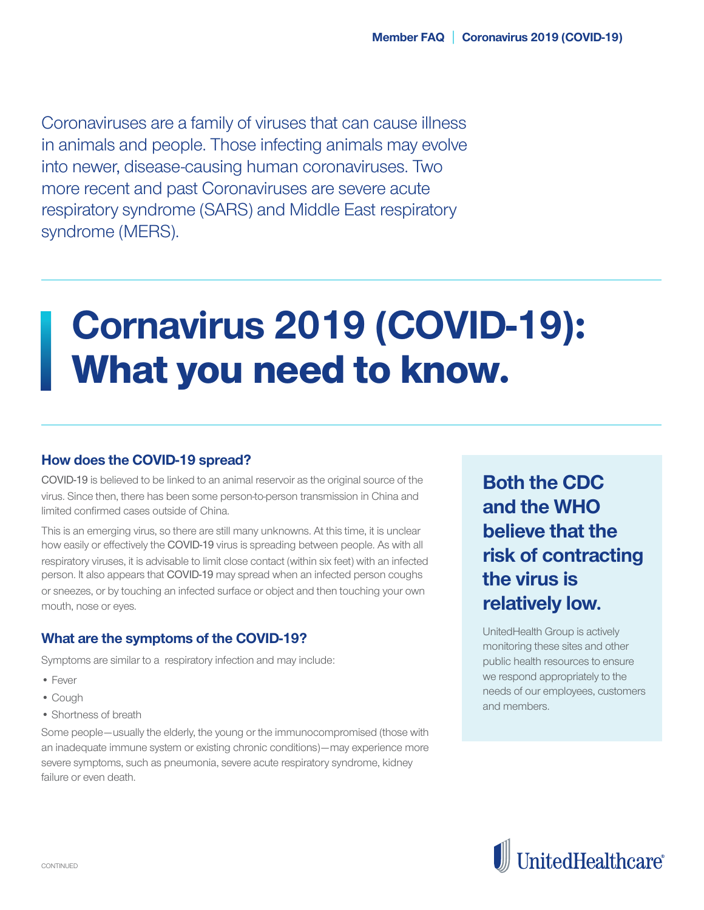Coronaviruses are a family of viruses that can cause illness in animals and people. Those infecting animals may evolve into newer, disease-causing human coronaviruses. Two more recent and past Coronaviruses are severe acute respiratory syndrome (SARS) and Middle East respiratory syndrome (MERS).

# Cornavirus 2019 (COVID-19): What you need to know.

## How does the COVID-19 spread?

COVID-19 is believed to be linked to an animal reservoir as the original source of the virus. Since then, there has been some person-to-person transmission in China and limited confirmed cases outside of China.

This is an emerging virus, so there are still many unknowns. At this time, it is unclear how easily or effectively the COVID-19 virus is spreading between people. As with all respiratory viruses, it is advisable to limit close contact (within six feet) with an infected person. It also appears that COVID-19 may spread when an infected person coughs or sneezes, or by touching an infected surface or object and then touching your own mouth, nose or eyes.

## What are the symptoms of the COVID-19?

Symptoms are similar to a respiratory infection and may include:

- Fever
- Cough
- Shortness of breath

Some people—usually the elderly, the young or the immunocompromised (those with an inadequate immune system or existing chronic conditions)—may experience more severe symptoms, such as pneumonia, severe acute respiratory syndrome, kidney failure or even death.

**Both the CDC and the WHO believe that the risk of contracting the virus is relatively low.**

UnitedHealth Group is actively monitoring these sites and other public health resources to ensure we respond appropriately to the needs of our employees, customers and members.

CONTINUED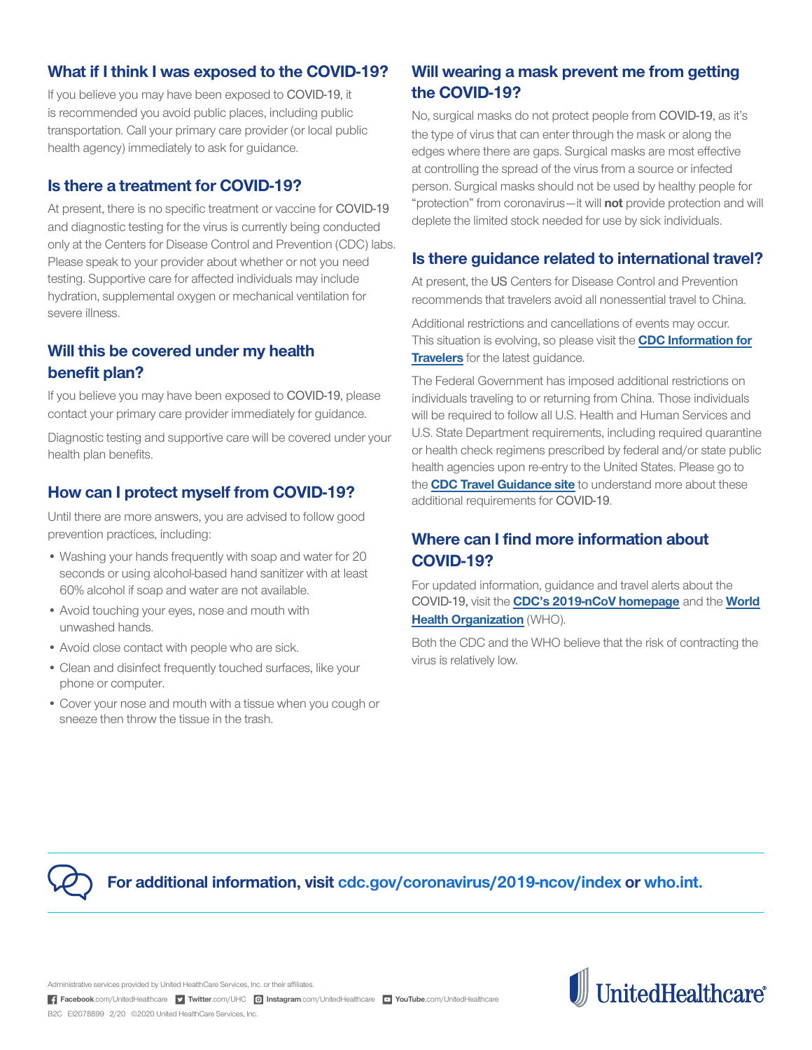## What if I think I was exposed to the COVID-19?

If you believe you may have been exposed to COVID-19, it is recommended you avoid public places, including public transportation. Call your primary care provider (or local public health agency) immediately to ask for guidance.

## Is there a treatment for COVID-19?

At present, there is no specific treatment or vaccine for COVID-19 and diagnostic testing for the virus is currently being conducted only at the Centers for Disease Control and Prevention (CDC) labs. Please speak to your provider about whether or not you need testing. Supportive care for affected individuals may include hydration, supplemental oxygen or mechanical ventilation for severe illness.

## Will this be covered under my health benefit plan?

If you believe you may have been exposed to COVID-19, please contact your primary care provider immediately for guidance.

Diagnostic testing and supportive care will be covered under your health plan benefits.

## How can I protect myself from COVID-19?

Until there are more answers, you are advised to follow good prevention practices, including:

- Washing your hands frequently with soap and water for 20 seconds or using alcohol-based hand sanitizer with at least 60% alcohol if soap and water are not available.
- Avoid touching your eyes, nose and mouth with unwashed hands.
- Avoid close contact with people who are sick.
- Clean and disinfect frequently touched surfaces, like your phone or computer.
- Cover your nose and mouth with a tissue when you cough or sneeze then throw the tissue in the trash.

## Will wearing a mask prevent me from getting the COVID-19?

No, surgical masks do not protect people from COVID-19, as it's the type of virus that can enter through the mask or along the edges where there are gaps. Surgical masks are most effective at controlling the spread of the virus from a source or infected person. Surgical masks should not be used by healthy people for "protection" from coronavirus—it will **not** provide protection and will deplete the limited stock needed for use by sick individuals.

## Is there guidance related to international travel?

At present, the US Centers for Disease Control and Prevention recommends that travelers avoid all nonessential travel to China.

Additional restrictions and cancellations of events may occur. This situation is evolving, so please visit the **CDC Information for Travelers** for the latest guidance.

The Federal Government has imposed additional restrictions on individuals traveling to or returning from China. Those individuals will be required to follow all U.S. Health and Human Services and U.S. State Department requirements, including required quarantine or health check regimens prescribed by federal and/or state public health agencies upon re-entry to the United States. Please go to the **CDC Travel Guidance site** to understand more about these additional requirements for COVID-19.

## Where can I find more information about COVID-19?

For updated information, guidance and travel alerts about the COVID-19, visit the **CDC's 2019-nCoV homepage** and the **World Health Organization** (WHO).

Both the CDC and the WHO believe that the risk of contracting the virus is relatively low.

**For additional information, visit cdc.gov/coronavirus/2019-ncov/index or who.int.**

Administrative services provided by United HealthCare Services, Inc. or their affiliates.

**Facebook**.com/UnitedHealthcare **Twitter**.com/UHC **Instagram**.com/UnitedHealthcare **YouTube**.com/UnitedHealthcare

B2C EI2078899 2/20 ©2020 United HealthCare Services, Inc.

UnitedHealthcare®